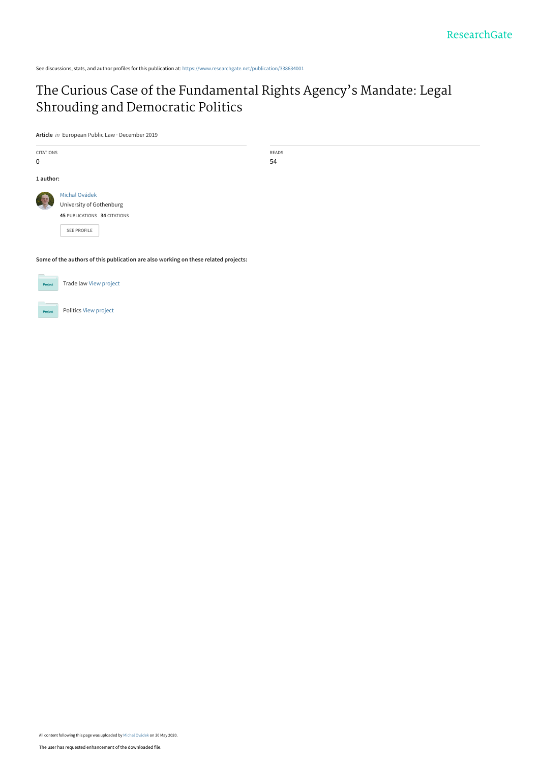ResearchGate

See discussions, stats, and author profiles for this publication at: https://www.researchgate.net/publication/338634001

# The Curious Case of the Fundamental Rights Agency's Mandate: Legal Shrouding and Democratic Politics

**Article** *in* European Public Law · December 2019

| CITATIONS | READS |
| --- | --- |
| 0 | 54 |

**1 author:**

Michal Ovádek
University of Gothenburg
**45** PUBLICATIONS **34** CITATIONS

SEE PROFILE

**Some of the authors of this publication are also working on these related projects:**

Trade law View project

Politics View project

All content following this page was uploaded by Michal Ovádek on 30 May 2020.

The user has requested enhancement of the downloaded file.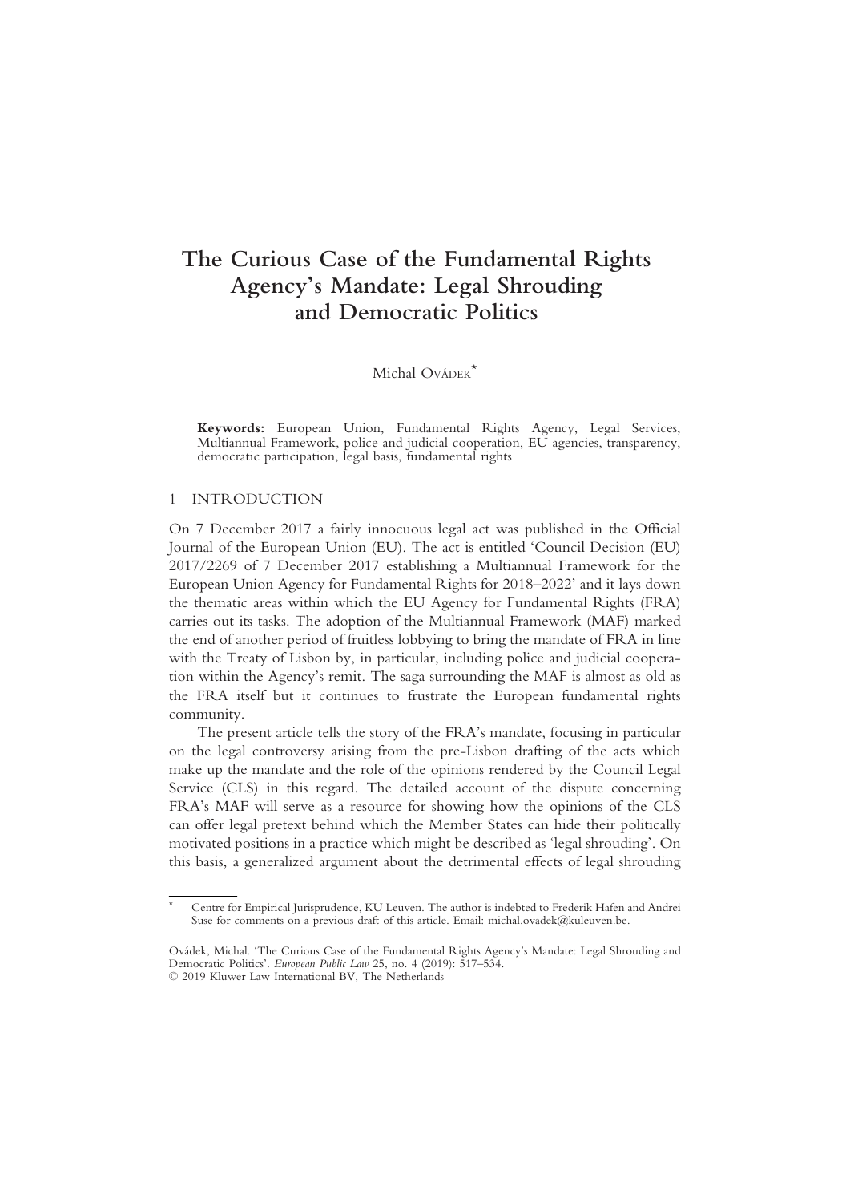# The Curious Case of the Fundamental Rights Agency's Mandate: Legal Shrouding and Democratic Politics

Michal OVÁDEK*

**Keywords:** European Union, Fundamental Rights Agency, Legal Services, Multiannual Framework, police and judicial cooperation, EU agencies, transparency, democratic participation, legal basis, fundamental rights

## 1 INTRODUCTION

On 7 December 2017 a fairly innocuous legal act was published in the Official Journal of the European Union (EU). The act is entitled 'Council Decision (EU) 2017/2269 of 7 December 2017 establishing a Multiannual Framework for the European Union Agency for Fundamental Rights for 2018–2022' and it lays down the thematic areas within which the EU Agency for Fundamental Rights (FRA) carries out its tasks. The adoption of the Multiannual Framework (MAF) marked the end of another period of fruitless lobbying to bring the mandate of FRA in line with the Treaty of Lisbon by, in particular, including police and judicial cooperation within the Agency's remit. The saga surrounding the MAF is almost as old as the FRA itself but it continues to frustrate the European fundamental rights community.

The present article tells the story of the FRA's mandate, focusing in particular on the legal controversy arising from the pre-Lisbon drafting of the acts which make up the mandate and the role of the opinions rendered by the Council Legal Service (CLS) in this regard. The detailed account of the dispute concerning FRA's MAF will serve as a resource for showing how the opinions of the CLS can offer legal pretext behind which the Member States can hide their politically motivated positions in a practice which might be described as 'legal shrouding'. On this basis, a generalized argument about the detrimental effects of legal shrouding

---

\* Centre for Empirical Jurisprudence, KU Leuven. The author is indebted to Frederik Hafen and Andrei Suse for comments on a previous draft of this article. Email: michal.ovadek@kuleuven.be.

Ovádek, Michal. 'The Curious Case of the Fundamental Rights Agency's Mandate: Legal Shrouding and Democratic Politics'. *European Public Law* 25, no. 4 (2019): 517–534.
© 2019 Kluwer Law International BV, The Netherlands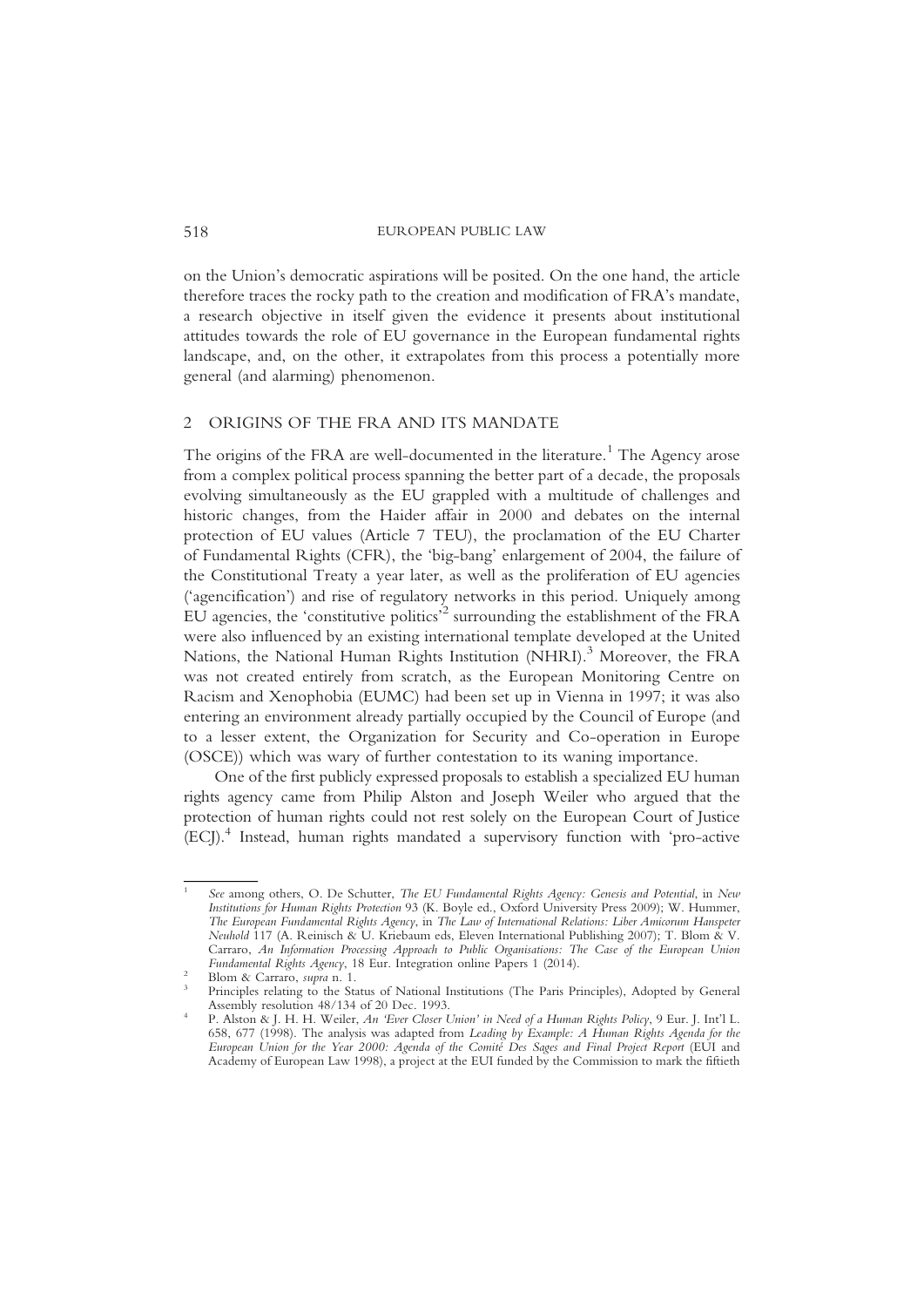on the Union's democratic aspirations will be posited. On the one hand, the article therefore traces the rocky path to the creation and modification of FRA's mandate, a research objective in itself given the evidence it presents about institutional attitudes towards the role of EU governance in the European fundamental rights landscape, and, on the other, it extrapolates from this process a potentially more general (and alarming) phenomenon.

## 2 ORIGINS OF THE FRA AND ITS MANDATE

The origins of the FRA are well-documented in the literature.[1] The Agency arose from a complex political process spanning the better part of a decade, the proposals evolving simultaneously as the EU grappled with a multitude of challenges and historic changes, from the Haider affair in 2000 and debates on the internal protection of EU values (Article 7 TEU), the proclamation of the EU Charter of Fundamental Rights (CFR), the 'big-bang' enlargement of 2004, the failure of the Constitutional Treaty a year later, as well as the proliferation of EU agencies ('agencification') and rise of regulatory networks in this period. Uniquely among EU agencies, the 'constitutive politics'[2] surrounding the establishment of the FRA were also influenced by an existing international template developed at the United Nations, the National Human Rights Institution (NHRI).[3] Moreover, the FRA was not created entirely from scratch, as the European Monitoring Centre on Racism and Xenophobia (EUMC) had been set up in Vienna in 1997; it was also entering an environment already partially occupied by the Council of Europe (and to a lesser extent, the Organization for Security and Co-operation in Europe (OSCE)) which was wary of further contestation to its waning importance.

One of the first publicly expressed proposals to establish a specialized EU human rights agency came from Philip Alston and Joseph Weiler who argued that the protection of human rights could not rest solely on the European Court of Justice (ECJ).[4] Instead, human rights mandated a supervisory function with 'pro-active

---

[1] *See* among others, O. De Schutter, *The EU Fundamental Rights Agency: Genesis and Potential*, in *New Institutions for Human Rights Protection* 93 (K. Boyle ed., Oxford University Press 2009); W. Hummer, *The European Fundamental Rights Agency*, in *The Law of International Relations: Liber Amicorum Hanspeter Neuhold* 117 (A. Reinisch & U. Kriebaum eds, Eleven International Publishing 2007); T. Blom & V. Carraro, *An Information Processing Approach to Public Organisations: The Case of the European Union Fundamental Rights Agency*, 18 Eur. Integration online Papers 1 (2014).

[2] Blom & Carraro, *supra* n. 1.

[3] Principles relating to the Status of National Institutions (The Paris Principles), Adopted by General Assembly resolution 48/134 of 20 Dec. 1993.

[4] P. Alston & J. H. H. Weiler, *An 'Ever Closer Union' in Need of a Human Rights Policy*, 9 Eur. J. Int'l L. 658, 677 (1998). The analysis was adapted from *Leading by Example: A Human Rights Agenda for the European Union for the Year 2000: Agenda of the Comité Des Sages and Final Project Report* (EUI and Academy of European Law 1998), a project at the EUI funded by the Commission to mark the fiftieth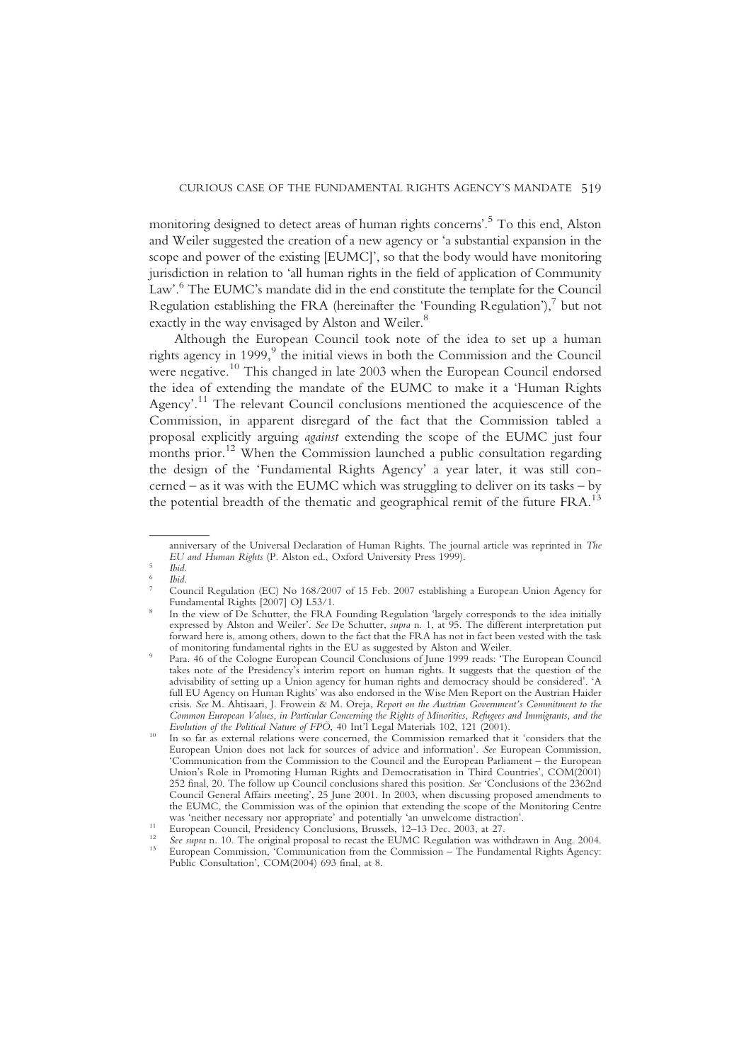monitoring designed to detect areas of human rights concerns'.[5] To this end, Alston and Weiler suggested the creation of a new agency or 'a substantial expansion in the scope and power of the existing [EUMC]', so that the body would have monitoring jurisdiction in relation to 'all human rights in the field of application of Community Law'.[6] The EUMC's mandate did in the end constitute the template for the Council Regulation establishing the FRA (hereinafter the 'Founding Regulation'),[7] but not exactly in the way envisaged by Alston and Weiler.[8]

Although the European Council took note of the idea to set up a human rights agency in 1999,[9] the initial views in both the Commission and the Council were negative.[10] This changed in late 2003 when the European Council endorsed the idea of extending the mandate of the EUMC to make it a 'Human Rights Agency'.[11] The relevant Council conclusions mentioned the acquiescence of the Commission, in apparent disregard of the fact that the Commission tabled a proposal explicitly arguing *against* extending the scope of the EUMC just four months prior.[12] When the Commission launched a public consultation regarding the design of the 'Fundamental Rights Agency' a year later, it was still concerned – as it was with the EUMC which was struggling to deliver on its tasks – by the potential breadth of the thematic and geographical remit of the future FRA.[13]

---

anniversary of the Universal Declaration of Human Rights. The journal article was reprinted in *The EU and Human Rights* (P. Alston ed., Oxford University Press 1999).

5 *Ibid.*

6 *Ibid.*

7 Council Regulation (EC) No 168/2007 of 15 Feb. 2007 establishing a European Union Agency for Fundamental Rights [2007] OJ L53/1.

8 In the view of De Schutter, the FRA Founding Regulation 'largely corresponds to the idea initially expressed by Alston and Weiler'. *See* De Schutter, *supra* n. 1, at 95. The different interpretation put forward here is, among others, down to the fact that the FRA has not in fact been vested with the task of monitoring fundamental rights in the EU as suggested by Alston and Weiler.

9 Para. 46 of the Cologne European Council Conclusions of June 1999 reads: 'The European Council takes note of the Presidency's interim report on human rights. It suggests that the question of the advisability of setting up a Union agency for human rights and democracy should be considered'. 'A full EU Agency on Human Rights' was also endorsed in the Wise Men Report on the Austrian Haider crisis. *See* M. Ahtisaari, J. Frowein & M. Oreja, *Report on the Austrian Government's Commitment to the Common European Values, in Particular Concerning the Rights of Minorities, Refugees and Immigrants, and the Evolution of the Political Nature of FPÖ*, 40 Int'l Legal Materials 102, 121 (2001).

10 In so far as external relations were concerned, the Commission remarked that it 'considers that the European Union does not lack for sources of advice and information'. *See* European Commission, 'Communication from the Commission to the Council and the European Parliament – the European Union's Role in Promoting Human Rights and Democratisation in Third Countries', COM(2001) 252 final, 20. The follow up Council conclusions shared this position. *See* 'Conclusions of the 2362nd Council General Affairs meeting', 25 June 2001. In 2003, when discussing proposed amendments to the EUMC, the Commission was of the opinion that extending the scope of the Monitoring Centre was 'neither necessary nor appropriate' and potentially 'an unwelcome distraction'.

11 European Council, Presidency Conclusions, Brussels, 12–13 Dec. 2003, at 27.

12 *See supra* n. 10. The original proposal to recast the EUMC Regulation was withdrawn in Aug. 2004.

13 European Commission, 'Communication from the Commission – The Fundamental Rights Agency: Public Consultation', COM(2004) 693 final, at 8.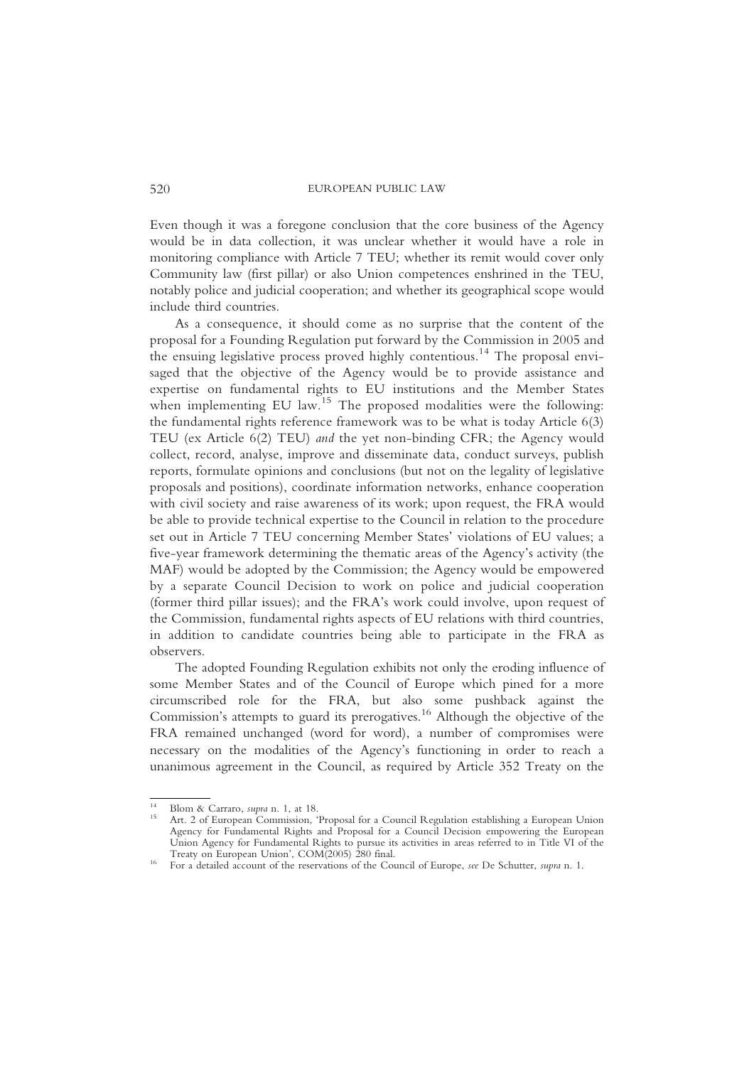Even though it was a foregone conclusion that the core business of the Agency would be in data collection, it was unclear whether it would have a role in monitoring compliance with Article 7 TEU; whether its remit would cover only Community law (first pillar) or also Union competences enshrined in the TEU, notably police and judicial cooperation; and whether its geographical scope would include third countries.

As a consequence, it should come as no surprise that the content of the proposal for a Founding Regulation put forward by the Commission in 2005 and the ensuing legislative process proved highly contentious.[14] The proposal envisaged that the objective of the Agency would be to provide assistance and expertise on fundamental rights to EU institutions and the Member States when implementing EU law.[15] The proposed modalities were the following: the fundamental rights reference framework was to be what is today Article 6(3) TEU (ex Article 6(2) TEU) *and* the yet non-binding CFR; the Agency would collect, record, analyse, improve and disseminate data, conduct surveys, publish reports, formulate opinions and conclusions (but not on the legality of legislative proposals and positions), coordinate information networks, enhance cooperation with civil society and raise awareness of its work; upon request, the FRA would be able to provide technical expertise to the Council in relation to the procedure set out in Article 7 TEU concerning Member States' violations of EU values; a five-year framework determining the thematic areas of the Agency's activity (the MAF) would be adopted by the Commission; the Agency would be empowered by a separate Council Decision to work on police and judicial cooperation (former third pillar issues); and the FRA's work could involve, upon request of the Commission, fundamental rights aspects of EU relations with third countries, in addition to candidate countries being able to participate in the FRA as observers.

The adopted Founding Regulation exhibits not only the eroding influence of some Member States and of the Council of Europe which pined for a more circumscribed role for the FRA, but also some pushback against the Commission's attempts to guard its prerogatives.[16] Although the objective of the FRA remained unchanged (word for word), a number of compromises were necessary on the modalities of the Agency's functioning in order to reach a unanimous agreement in the Council, as required by Article 352 Treaty on the

---

[14] Blom & Carraro, *supra* n. 1, at 18.

[15] Art. 2 of European Commission, 'Proposal for a Council Regulation establishing a European Union Agency for Fundamental Rights and Proposal for a Council Decision empowering the European Union Agency for Fundamental Rights to pursue its activities in areas referred to in Title VI of the Treaty on European Union', COM(2005) 280 final.

[16] For a detailed account of the reservations of the Council of Europe, *see* De Schutter, *supra* n. 1.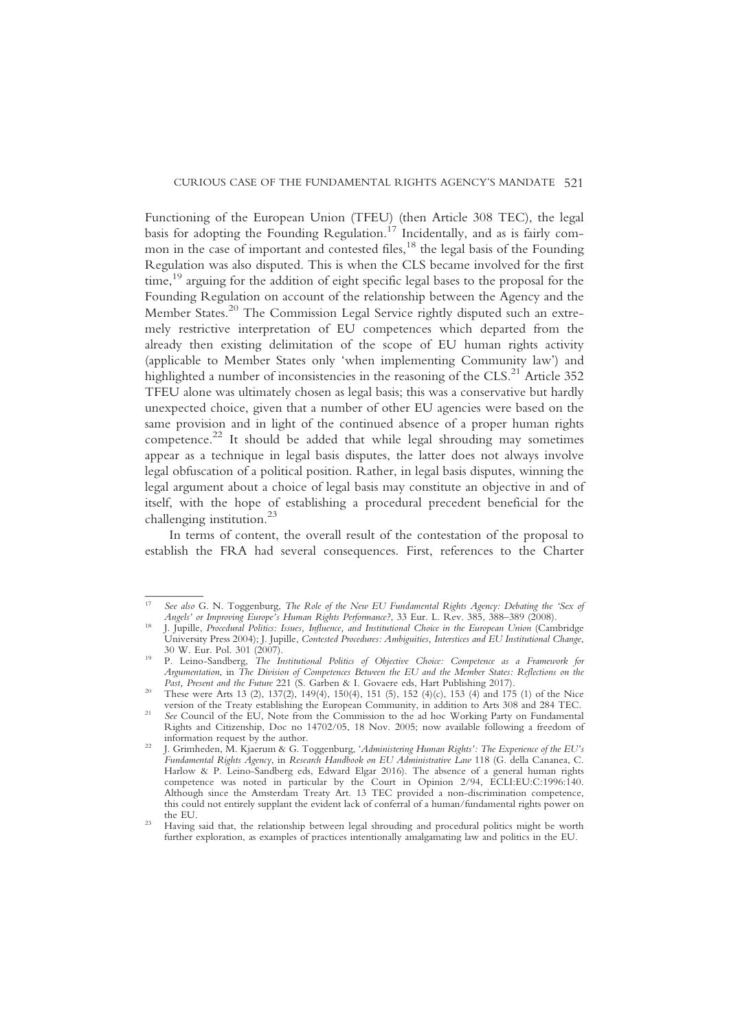Functioning of the European Union (TFEU) (then Article 308 TEC), the legal basis for adopting the Founding Regulation.[17] Incidentally, and as is fairly common in the case of important and contested files,[18] the legal basis of the Founding Regulation was also disputed. This is when the CLS became involved for the first time,[19] arguing for the addition of eight specific legal bases to the proposal for the Founding Regulation on account of the relationship between the Agency and the Member States.[20] The Commission Legal Service rightly disputed such an extremely restrictive interpretation of EU competences which departed from the already then existing delimitation of the scope of EU human rights activity (applicable to Member States only 'when implementing Community law') and highlighted a number of inconsistencies in the reasoning of the CLS.[21] Article 352 TFEU alone was ultimately chosen as legal basis; this was a conservative but hardly unexpected choice, given that a number of other EU agencies were based on the same provision and in light of the continued absence of a proper human rights competence.[22] It should be added that while legal shrouding may sometimes appear as a technique in legal basis disputes, the latter does not always involve legal obfuscation of a political position. Rather, in legal basis disputes, winning the legal argument about a choice of legal basis may constitute an objective in and of itself, with the hope of establishing a procedural precedent beneficial for the challenging institution.[23]

In terms of content, the overall result of the contestation of the proposal to establish the FRA had several consequences. First, references to the Charter

---

[17] *See also* G. N. Toggenburg, *The Role of the New EU Fundamental Rights Agency: Debating the 'Sex of Angels' or Improving Europe's Human Rights Performance?*, 33 Eur. L. Rev. 385, 388–389 (2008).

[18] J. Jupille, *Procedural Politics: Issues, Influence, and Institutional Choice in the European Union* (Cambridge University Press 2004); J. Jupille, *Contested Procedures: Ambiguities, Interstices and EU Institutional Change*, 30 W. Eur. Pol. 301 (2007).

[19] P. Leino-Sandberg, *The Institutional Politics of Objective Choice: Competence as a Framework for Argumentation*, in *The Division of Competences Between the EU and the Member States: Reflections on the Past, Present and the Future* 221 (S. Garben & I. Govaere eds, Hart Publishing 2017).

[20] These were Arts 13 (2), 137(2), 149(4), 150(4), 151 (5), 152 (4)(c), 153 (4) and 175 (1) of the Nice version of the Treaty establishing the European Community, in addition to Arts 308 and 284 TEC.

[21] *See* Council of the EU, Note from the Commission to the ad hoc Working Party on Fundamental Rights and Citizenship, Doc no 14702/05, 18 Nov. 2005; now available following a freedom of information request by the author.

[22] J. Grimheden, M. Kjaerum & G. Toggenburg, '*Administering Human Rights': The Experience of the EU's Fundamental Rights Agency*, in *Research Handbook on EU Administrative Law* 118 (G. della Cananea, C. Harlow & P. Leino-Sandberg eds, Edward Elgar 2016). The absence of a general human rights competence was noted in particular by the Court in Opinion 2/94, ECLI:EU:C:1996:140. Although since the Amsterdam Treaty Art. 13 TEC provided a non-discrimination competence, this could not entirely supplant the evident lack of conferral of a human/fundamental rights power on the EU.

[23] Having said that, the relationship between legal shrouding and procedural politics might be worth further exploration, as examples of practices intentionally amalgamating law and politics in the EU.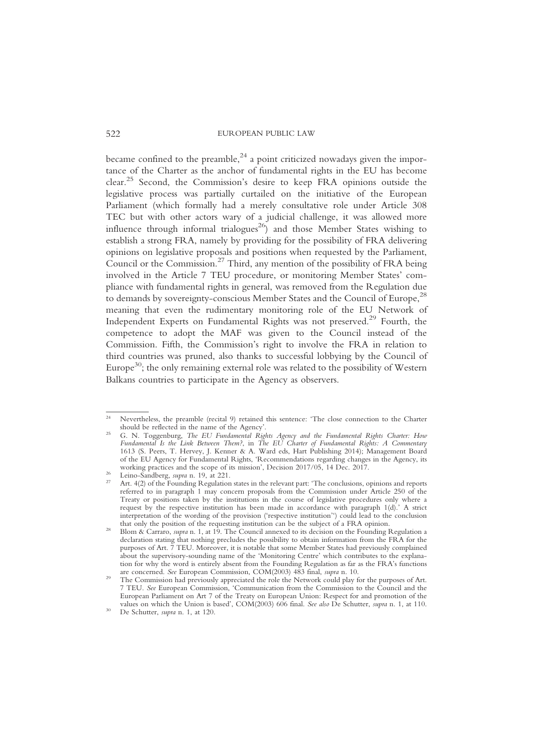became confined to the preamble,[24] a point criticized nowadays given the importance of the Charter as the anchor of fundamental rights in the EU has become clear.[25] Second, the Commission's desire to keep FRA opinions outside the legislative process was partially curtailed on the initiative of the European Parliament (which formally had a merely consultative role under Article 308 TEC but with other actors wary of a judicial challenge, it was allowed more influence through informal trialogues[26]) and those Member States wishing to establish a strong FRA, namely by providing for the possibility of FRA delivering opinions on legislative proposals and positions when requested by the Parliament, Council or the Commission.[27] Third, any mention of the possibility of FRA being involved in the Article 7 TEU procedure, or monitoring Member States' compliance with fundamental rights in general, was removed from the Regulation due to demands by sovereignty-conscious Member States and the Council of Europe,[28] meaning that even the rudimentary monitoring role of the EU Network of Independent Experts on Fundamental Rights was not preserved.[29] Fourth, the competence to adopt the MAF was given to the Council instead of the Commission. Fifth, the Commission's right to involve the FRA in relation to third countries was pruned, also thanks to successful lobbying by the Council of Europe[30]; the only remaining external role was related to the possibility of Western Balkans countries to participate in the Agency as observers.

---

[24] Nevertheless, the preamble (recital 9) retained this sentence: 'The close connection to the Charter should be reflected in the name of the Agency'.

[25] G. N. Toggenburg, *The EU Fundamental Rights Agency and the Fundamental Rights Charter: How Fundamental Is the Link Between Them?*, in *The EU Charter of Fundamental Rights: A Commentary* 1613 (S. Peers, T. Hervey, J. Kenner & A. Ward eds, Hart Publishing 2014); Management Board of the EU Agency for Fundamental Rights, 'Recommendations regarding changes in the Agency, its working practices and the scope of its mission', Decision 2017/05, 14 Dec. 2017.

[26] Leino-Sandberg, *supra* n. 19, at 221.

[27] Art. 4(2) of the Founding Regulation states in the relevant part: 'The conclusions, opinions and reports referred to in paragraph 1 may concern proposals from the Commission under Article 250 of the Treaty or positions taken by the institutions in the course of legislative procedures only where a request by the respective institution has been made in accordance with paragraph 1(d).' A strict interpretation of the wording of the provision ('respective institution'') could lead to the conclusion that only the position of the requesting institution can be the subject of a FRA opinion.

[28] Blom & Carraro, *supra* n. 1, at 19. The Council annexed to its decision on the Founding Regulation a declaration stating that nothing precludes the possibility to obtain information from the FRA for the purposes of Art. 7 TEU. Moreover, it is notable that some Member States had previously complained about the supervisory-sounding name of the 'Monitoring Centre' which contributes to the explanation for why the word is entirely absent from the Founding Regulation as far as the FRA's functions are concerned. *See* European Commission, COM(2003) 483 final, *supra* n. 10.

[29] The Commission had previously appreciated the role the Network could play for the purposes of Art. 7 TEU. *See* European Commission, 'Communication from the Commission to the Council and the European Parliament on Art 7 of the Treaty on European Union: Respect for and promotion of the values on which the Union is based', COM(2003) 606 final. *See also* De Schutter, *supra* n. 1, at 110.

[30] De Schutter, *supra* n. 1, at 120.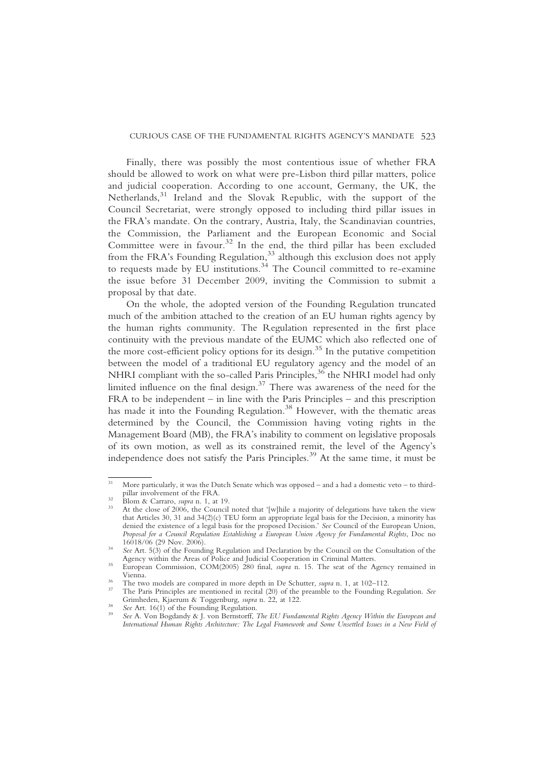Finally, there was possibly the most contentious issue of whether FRA should be allowed to work on what were pre-Lisbon third pillar matters, police and judicial cooperation. According to one account, Germany, the UK, the Netherlands,[31] Ireland and the Slovak Republic, with the support of the Council Secretariat, were strongly opposed to including third pillar issues in the FRA's mandate. On the contrary, Austria, Italy, the Scandinavian countries, the Commission, the Parliament and the European Economic and Social Committee were in favour.[32] In the end, the third pillar has been excluded from the FRA's Founding Regulation,[33] although this exclusion does not apply to requests made by EU institutions.[34] The Council committed to re-examine the issue before 31 December 2009, inviting the Commission to submit a proposal by that date.

On the whole, the adopted version of the Founding Regulation truncated much of the ambition attached to the creation of an EU human rights agency by the human rights community. The Regulation represented in the first place continuity with the previous mandate of the EUMC which also reflected one of the more cost-efficient policy options for its design.[35] In the putative competition between the model of a traditional EU regulatory agency and the model of an NHRI compliant with the so-called Paris Principles,[36] the NHRI model had only limited influence on the final design.[37] There was awareness of the need for the FRA to be independent – in line with the Paris Principles – and this prescription has made it into the Founding Regulation.[38] However, with the thematic areas determined by the Council, the Commission having voting rights in the Management Board (MB), the FRA's inability to comment on legislative proposals of its own motion, as well as its constrained remit, the level of the Agency's independence does not satisfy the Paris Principles.[39] At the same time, it must be

---

[31] More particularly, it was the Dutch Senate which was opposed – and a had a domestic veto – to third-pillar involvement of the FRA.

[32] Blom & Carraro, *supra* n. 1, at 19.

[33] At the close of 2006, the Council noted that '[w]hile a majority of delegations have taken the view that Articles 30, 31 and 34(2)(c) TEU form an appropriate legal basis for the Decision, a minority has denied the existence of a legal basis for the proposed Decision.' *See* Council of the European Union, *Proposal for a Council Regulation Establishing a European Union Agency for Fundamental Rights*, Doc no 16018/06 (29 Nov. 2006).

[34] *See* Art. 5(3) of the Founding Regulation and Declaration by the Council on the Consultation of the Agency within the Areas of Police and Judicial Cooperation in Criminal Matters.

[35] European Commission, COM(2005) 280 final, *supra* n. 15. The seat of the Agency remained in Vienna.

[36] The two models are compared in more depth in De Schutter, *supra* n. 1, at 102–112.

[37] The Paris Principles are mentioned in recital (20) of the preamble to the Founding Regulation. *See* Grimheden, Kjaerum & Toggenburg, *supra* n. 22, at 122.

[38] *See* Art. 16(1) of the Founding Regulation.

[39] *See* A. Von Bogdandy & J. von Bernstorff, *The EU Fundamental Rights Agency Within the European and International Human Rights Architecture: The Legal Framework and Some Unsettled Issues in a New Field of*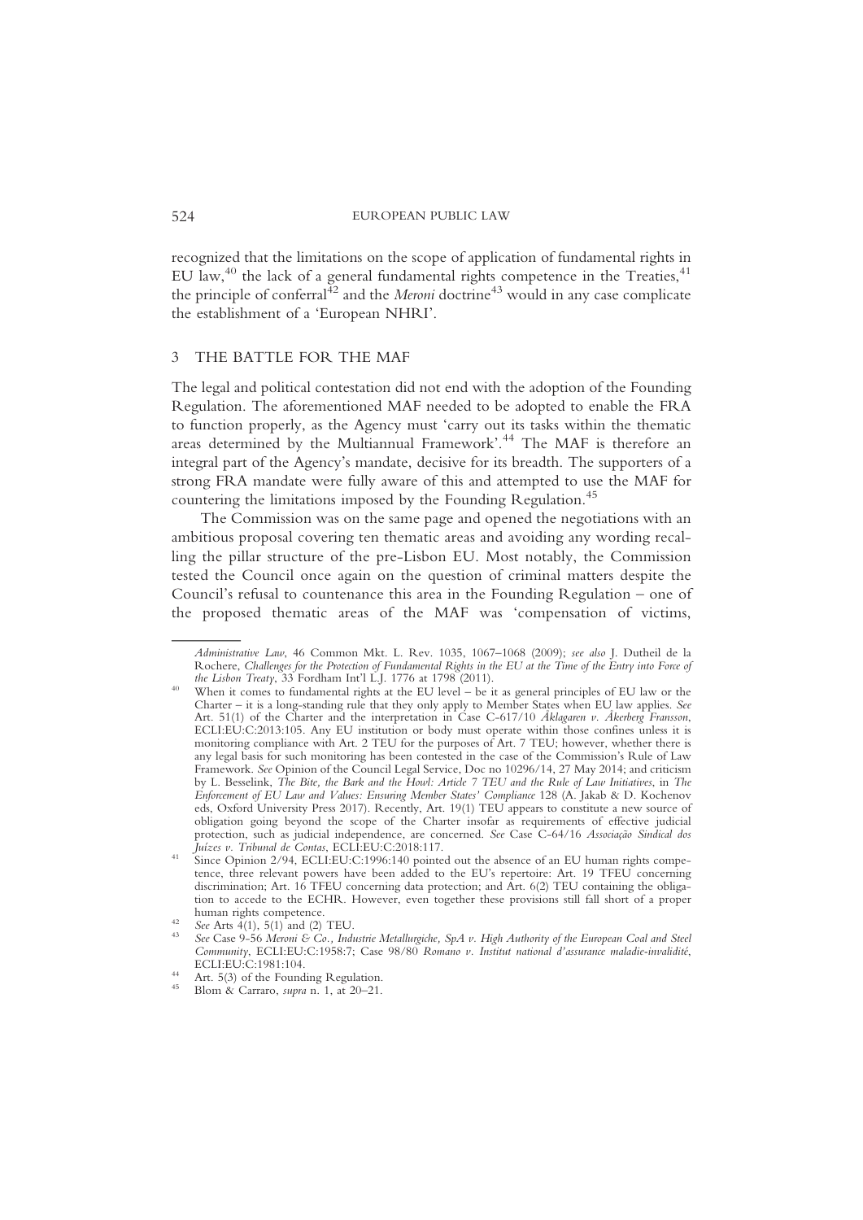recognized that the limitations on the scope of application of fundamental rights in EU law,[40] the lack of a general fundamental rights competence in the Treaties,[41] the principle of conferral[42] and the *Meroni* doctrine[43] would in any case complicate the establishment of a 'European NHRI'.

## 3 THE BATTLE FOR THE MAF

The legal and political contestation did not end with the adoption of the Founding Regulation. The aforementioned MAF needed to be adopted to enable the FRA to function properly, as the Agency must 'carry out its tasks within the thematic areas determined by the Multiannual Framework'.[44] The MAF is therefore an integral part of the Agency's mandate, decisive for its breadth. The supporters of a strong FRA mandate were fully aware of this and attempted to use the MAF for countering the limitations imposed by the Founding Regulation.[45]

The Commission was on the same page and opened the negotiations with an ambitious proposal covering ten thematic areas and avoiding any wording recalling the pillar structure of the pre-Lisbon EU. Most notably, the Commission tested the Council once again on the question of criminal matters despite the Council's refusal to countenance this area in the Founding Regulation – one of the proposed thematic areas of the MAF was 'compensation of victims,

---

*Administrative Law*, 46 Common Mkt. L. Rev. 1035, 1067–1068 (2009); *see also* J. Dutheil de la Rochere, *Challenges for the Protection of Fundamental Rights in the EU at the Time of the Entry into Force of the Lisbon Treaty*, 33 Fordham Int'l L.J. 1776 at 1798 (2011).

[40] When it comes to fundamental rights at the EU level – be it as general principles of EU law or the Charter – it is a long-standing rule that they only apply to Member States when EU law applies. *See* Art. 51(1) of the Charter and the interpretation in Case C-617/10 *Åklagaren v. Åkerberg Fransson*, ECLI:EU:C:2013:105. Any EU institution or body must operate within those confines unless it is monitoring compliance with Art. 2 TEU for the purposes of Art. 7 TEU; however, whether there is any legal basis for such monitoring has been contested in the case of the Commission's Rule of Law Framework. *See* Opinion of the Council Legal Service, Doc no 10296/14, 27 May 2014; and criticism by L. Besselink, *The Bite, the Bark and the Howl: Article 7 TEU and the Rule of Law Initiatives*, in *The Enforcement of EU Law and Values: Ensuring Member States' Compliance* 128 (A. Jakab & D. Kochenov eds, Oxford University Press 2017). Recently, Art. 19(1) TEU appears to constitute a new source of obligation going beyond the scope of the Charter insofar as requirements of effective judicial protection, such as judicial independence, are concerned. *See* Case C-64/16 *Associação Sindical dos Juízes v. Tribunal de Contas*, ECLI:EU:C:2018:117.

[41] Since Opinion 2/94, ECLI:EU:C:1996:140 pointed out the absence of an EU human rights competence, three relevant powers have been added to the EU's repertoire: Art. 19 TFEU concerning discrimination; Art. 16 TFEU concerning data protection; and Art. 6(2) TEU containing the obligation to accede to the ECHR. However, even together these provisions still fall short of a proper human rights competence.

[42] *See* Arts 4(1), 5(1) and (2) TEU.

[43] *See* Case 9-56 *Meroni & Co., Industrie Metallurgiche, SpA v. High Authority of the European Coal and Steel Community*, ECLI:EU:C:1958:7; Case 98/80 *Romano v. Institut national d'assurance maladie-invalidité*, ECLI:EU:C:1981:104.

[44] Art. 5(3) of the Founding Regulation.

[45] Blom & Carraro, *supra* n. 1, at 20–21.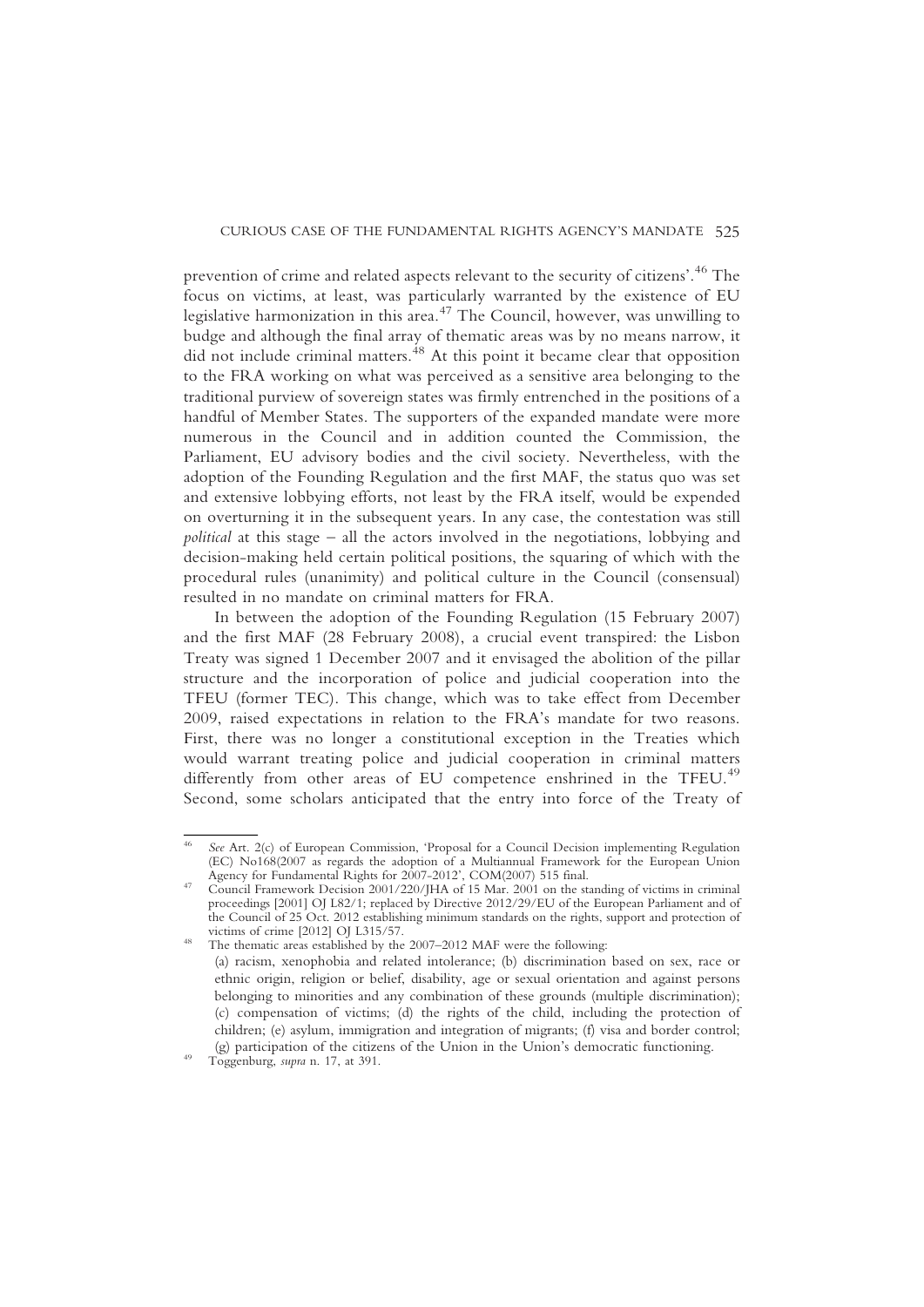prevention of crime and related aspects relevant to the security of citizens'.[46] The focus on victims, at least, was particularly warranted by the existence of EU legislative harmonization in this area.[47] The Council, however, was unwilling to budge and although the final array of thematic areas was by no means narrow, it did not include criminal matters.[48] At this point it became clear that opposition to the FRA working on what was perceived as a sensitive area belonging to the traditional purview of sovereign states was firmly entrenched in the positions of a handful of Member States. The supporters of the expanded mandate were more numerous in the Council and in addition counted the Commission, the Parliament, EU advisory bodies and the civil society. Nevertheless, with the adoption of the Founding Regulation and the first MAF, the status quo was set and extensive lobbying efforts, not least by the FRA itself, would be expended on overturning it in the subsequent years. In any case, the contestation was still *political* at this stage – all the actors involved in the negotiations, lobbying and decision-making held certain political positions, the squaring of which with the procedural rules (unanimity) and political culture in the Council (consensual) resulted in no mandate on criminal matters for FRA.

In between the adoption of the Founding Regulation (15 February 2007) and the first MAF (28 February 2008), a crucial event transpired: the Lisbon Treaty was signed 1 December 2007 and it envisaged the abolition of the pillar structure and the incorporation of police and judicial cooperation into the TFEU (former TEC). This change, which was to take effect from December 2009, raised expectations in relation to the FRA's mandate for two reasons. First, there was no longer a constitutional exception in the Treaties which would warrant treating police and judicial cooperation in criminal matters differently from other areas of EU competence enshrined in the TFEU.[49] Second, some scholars anticipated that the entry into force of the Treaty of

---

[46] *See* Art. 2(c) of European Commission, 'Proposal for a Council Decision implementing Regulation (EC) No168(2007 as regards the adoption of a Multiannual Framework for the European Union Agency for Fundamental Rights for 2007-2012', COM(2007) 515 final.

[47] Council Framework Decision 2001/220/JHA of 15 Mar. 2001 on the standing of victims in criminal proceedings [2001] OJ L82/1; replaced by Directive 2012/29/EU of the European Parliament and of the Council of 25 Oct. 2012 establishing minimum standards on the rights, support and protection of victims of crime [2012] OJ L315/57.

[48] The thematic areas established by the 2007–2012 MAF were the following:

(a) racism, xenophobia and related intolerance; (b) discrimination based on sex, race or ethnic origin, religion or belief, disability, age or sexual orientation and against persons belonging to minorities and any combination of these grounds (multiple discrimination); (c) compensation of victims; (d) the rights of the child, including the protection of children; (e) asylum, immigration and integration of migrants; (f) visa and border control; (g) participation of the citizens of the Union in the Union's democratic functioning.

[49] Toggenburg, *supra* n. 17, at 391.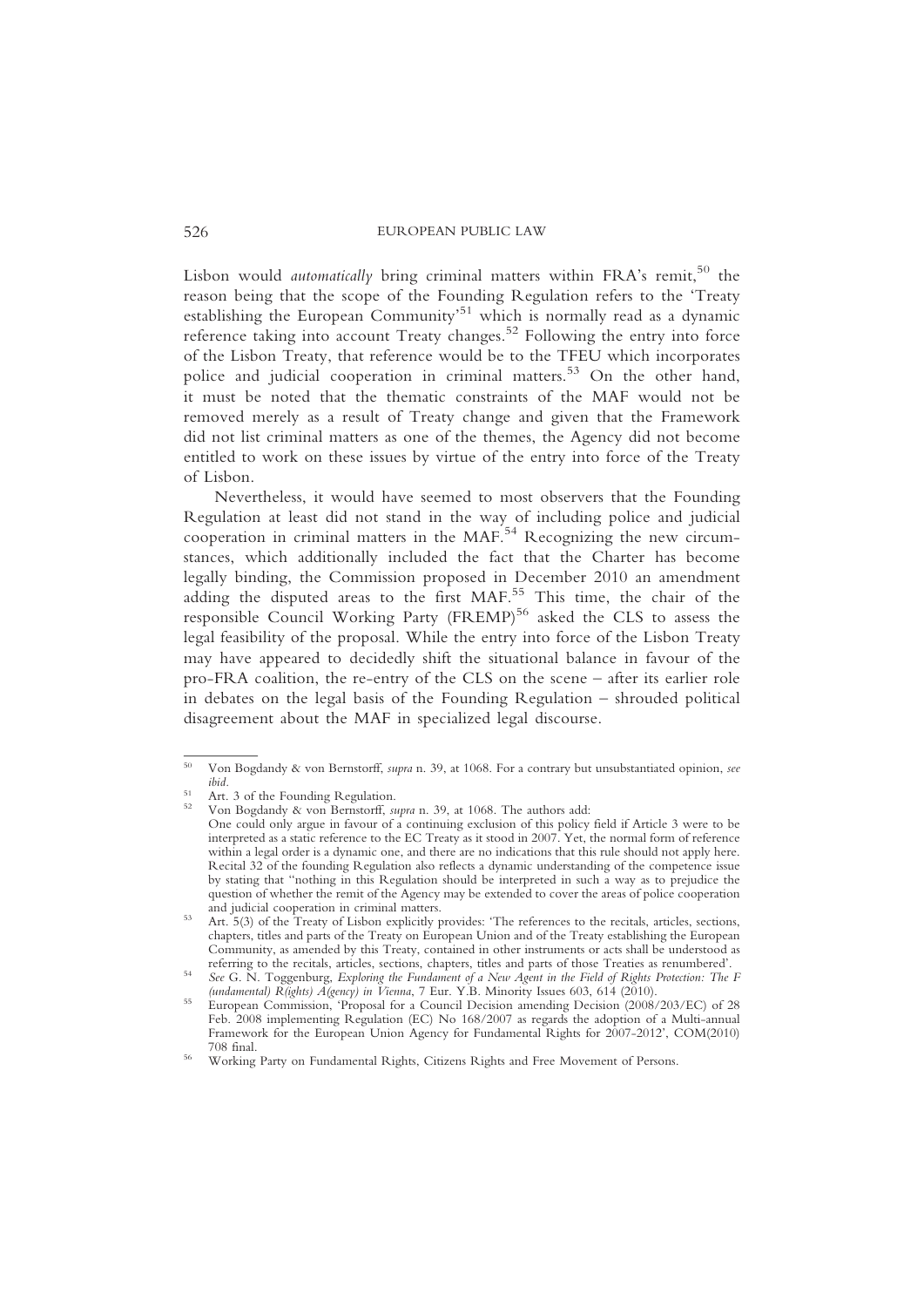Lisbon would *automatically* bring criminal matters within FRA's remit,[50] the reason being that the scope of the Founding Regulation refers to the 'Treaty establishing the European Community'[51] which is normally read as a dynamic reference taking into account Treaty changes.[52] Following the entry into force of the Lisbon Treaty, that reference would be to the TFEU which incorporates police and judicial cooperation in criminal matters.[53] On the other hand, it must be noted that the thematic constraints of the MAF would not be removed merely as a result of Treaty change and given that the Framework did not list criminal matters as one of the themes, the Agency did not become entitled to work on these issues by virtue of the entry into force of the Treaty of Lisbon.

Nevertheless, it would have seemed to most observers that the Founding Regulation at least did not stand in the way of including police and judicial cooperation in criminal matters in the MAF.[54] Recognizing the new circumstances, which additionally included the fact that the Charter has become legally binding, the Commission proposed in December 2010 an amendment adding the disputed areas to the first MAF.[55] This time, the chair of the responsible Council Working Party (FREMP)[56] asked the CLS to assess the legal feasibility of the proposal. While the entry into force of the Lisbon Treaty may have appeared to decidedly shift the situational balance in favour of the pro-FRA coalition, the re-entry of the CLS on the scene – after its earlier role in debates on the legal basis of the Founding Regulation – shrouded political disagreement about the MAF in specialized legal discourse.

---

[50] Von Bogdandy & von Bernstorff, *supra* n. 39, at 1068. For a contrary but unsubstantiated opinion, *see ibid*.

[51] Art. 3 of the Founding Regulation.

[52] Von Bogdandy & von Bernstorff, *supra* n. 39, at 1068. The authors add:
One could only argue in favour of a continuing exclusion of this policy field if Article 3 were to be interpreted as a static reference to the EC Treaty as it stood in 2007. Yet, the normal form of reference within a legal order is a dynamic one, and there are no indications that this rule should not apply here. Recital 32 of the founding Regulation also reflects a dynamic understanding of the competence issue by stating that "nothing in this Regulation should be interpreted in such a way as to prejudice the question of whether the remit of the Agency may be extended to cover the areas of police cooperation and judicial cooperation in criminal matters.

[53] Art. 5(3) of the Treaty of Lisbon explicitly provides: 'The references to the recitals, articles, sections, chapters, titles and parts of the Treaty on European Union and of the Treaty establishing the European Community, as amended by this Treaty, contained in other instruments or acts shall be understood as referring to the recitals, articles, sections, chapters, titles and parts of those Treaties as renumbered'.

[54] *See* G. N. Toggenburg, *Exploring the Fundament of a New Agent in the Field of Rights Protection: The F(undamental) R(ights) A(gency) in Vienna*, 7 Eur. Y.B. Minority Issues 603, 614 (2010).

[55] European Commission, 'Proposal for a Council Decision amending Decision (2008/203/EC) of 28 Feb. 2008 implementing Regulation (EC) No 168/2007 as regards the adoption of a Multi-annual Framework for the European Union Agency for Fundamental Rights for 2007-2012', COM(2010) 708 final.

[56] Working Party on Fundamental Rights, Citizens Rights and Free Movement of Persons.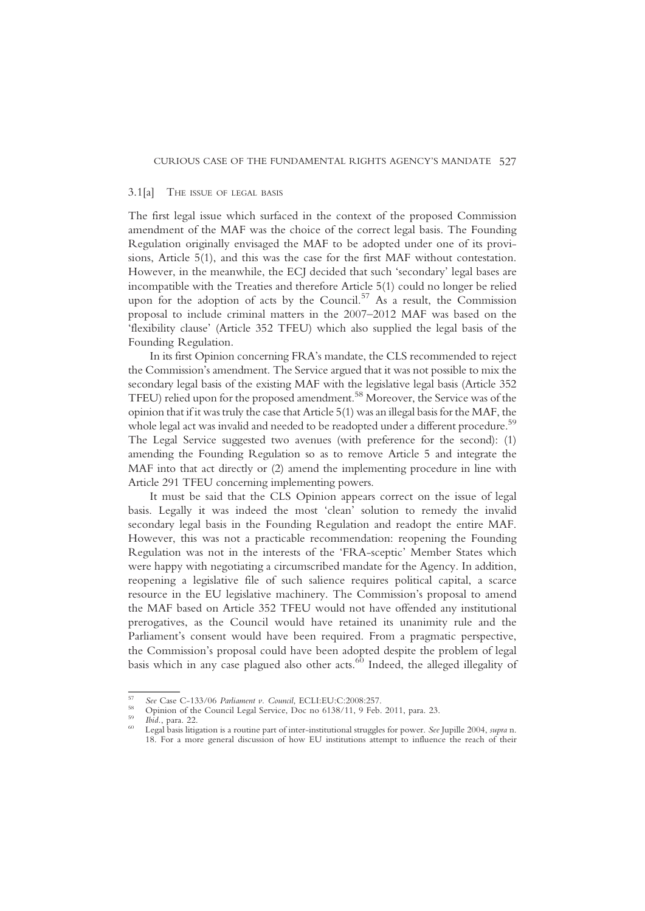### 3.1[a] The issue of legal basis

The first legal issue which surfaced in the context of the proposed Commission amendment of the MAF was the choice of the correct legal basis. The Founding Regulation originally envisaged the MAF to be adopted under one of its provisions, Article 5(1), and this was the case for the first MAF without contestation. However, in the meanwhile, the ECJ decided that such 'secondary' legal bases are incompatible with the Treaties and therefore Article 5(1) could no longer be relied upon for the adoption of acts by the Council.[57] As a result, the Commission proposal to include criminal matters in the 2007–2012 MAF was based on the 'flexibility clause' (Article 352 TFEU) which also supplied the legal basis of the Founding Regulation.

In its first Opinion concerning FRA's mandate, the CLS recommended to reject the Commission's amendment. The Service argued that it was not possible to mix the secondary legal basis of the existing MAF with the legislative legal basis (Article 352 TFEU) relied upon for the proposed amendment.[58] Moreover, the Service was of the opinion that if it was truly the case that Article 5(1) was an illegal basis for the MAF, the whole legal act was invalid and needed to be readopted under a different procedure.[59] The Legal Service suggested two avenues (with preference for the second): (1) amending the Founding Regulation so as to remove Article 5 and integrate the MAF into that act directly or (2) amend the implementing procedure in line with Article 291 TFEU concerning implementing powers.

It must be said that the CLS Opinion appears correct on the issue of legal basis. Legally it was indeed the most 'clean' solution to remedy the invalid secondary legal basis in the Founding Regulation and readopt the entire MAF. However, this was not a practicable recommendation: reopening the Founding Regulation was not in the interests of the 'FRA-sceptic' Member States which were happy with negotiating a circumscribed mandate for the Agency. In addition, reopening a legislative file of such salience requires political capital, a scarce resource in the EU legislative machinery. The Commission's proposal to amend the MAF based on Article 352 TFEU would not have offended any institutional prerogatives, as the Council would have retained its unanimity rule and the Parliament's consent would have been required. From a pragmatic perspective, the Commission's proposal could have been adopted despite the problem of legal basis which in any case plagued also other acts.[60] Indeed, the alleged illegality of

---

[57] *See* Case C-133/06 *Parliament v. Council*, ECLI:EU:C:2008:257.

[58] Opinion of the Council Legal Service, Doc no 6138/11, 9 Feb. 2011, para. 23.

[59] *Ibid.*, para. 22.

[60] Legal basis litigation is a routine part of inter-institutional struggles for power. *See* Jupille 2004, *supra* n. 18. For a more general discussion of how EU institutions attempt to influence the reach of their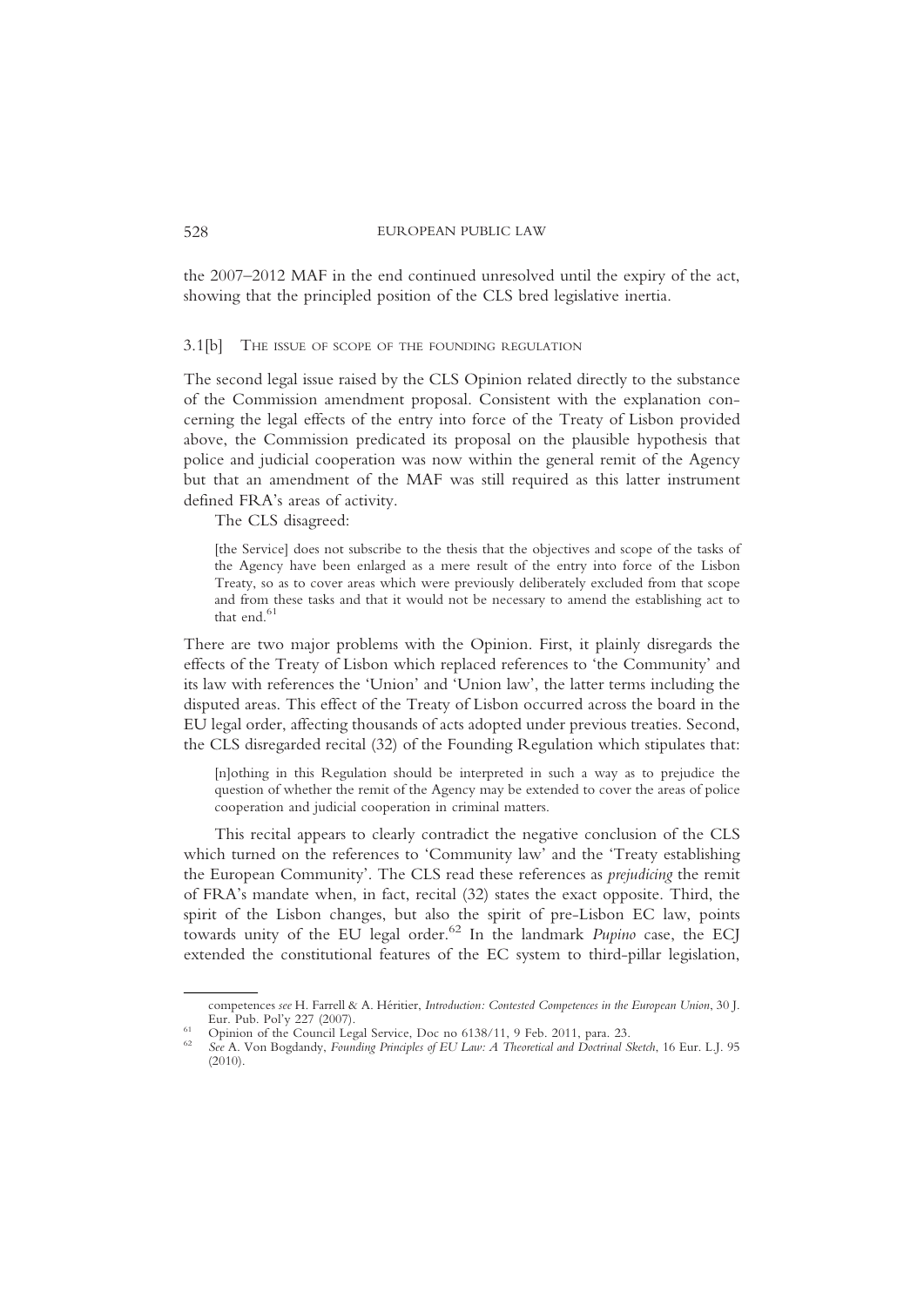the 2007–2012 MAF in the end continued unresolved until the expiry of the act, showing that the principled position of the CLS bred legislative inertia.

### 3.1[b] The issue of scope of the founding regulation

The second legal issue raised by the CLS Opinion related directly to the substance of the Commission amendment proposal. Consistent with the explanation concerning the legal effects of the entry into force of the Treaty of Lisbon provided above, the Commission predicated its proposal on the plausible hypothesis that police and judicial cooperation was now within the general remit of the Agency but that an amendment of the MAF was still required as this latter instrument defined FRA's areas of activity.

The CLS disagreed:

> [the Service] does not subscribe to the thesis that the objectives and scope of the tasks of the Agency have been enlarged as a mere result of the entry into force of the Lisbon Treaty, so as to cover areas which were previously deliberately excluded from that scope and from these tasks and that it would not be necessary to amend the establishing act to that end.[61]

There are two major problems with the Opinion. First, it plainly disregards the effects of the Treaty of Lisbon which replaced references to 'the Community' and its law with references the 'Union' and 'Union law', the latter terms including the disputed areas. This effect of the Treaty of Lisbon occurred across the board in the EU legal order, affecting thousands of acts adopted under previous treaties. Second, the CLS disregarded recital (32) of the Founding Regulation which stipulates that:

> [n]othing in this Regulation should be interpreted in such a way as to prejudice the question of whether the remit of the Agency may be extended to cover the areas of police cooperation and judicial cooperation in criminal matters.

This recital appears to clearly contradict the negative conclusion of the CLS which turned on the references to 'Community law' and the 'Treaty establishing the European Community'. The CLS read these references as *prejudicing* the remit of FRA's mandate when, in fact, recital (32) states the exact opposite. Third, the spirit of the Lisbon changes, but also the spirit of pre-Lisbon EC law, points towards unity of the EU legal order.[62] In the landmark *Pupino* case, the ECJ extended the constitutional features of the EC system to third-pillar legislation,

---

competences *see* H. Farrell & A. Héritier, *Introduction: Contested Competences in the European Union*, 30 J. Eur. Pub. Pol'y 227 (2007).

[61] Opinion of the Council Legal Service, Doc no 6138/11, 9 Feb. 2011, para. 23.

[62] *See* A. Von Bogdandy, *Founding Principles of EU Law: A Theoretical and Doctrinal Sketch*, 16 Eur. L.J. 95 (2010).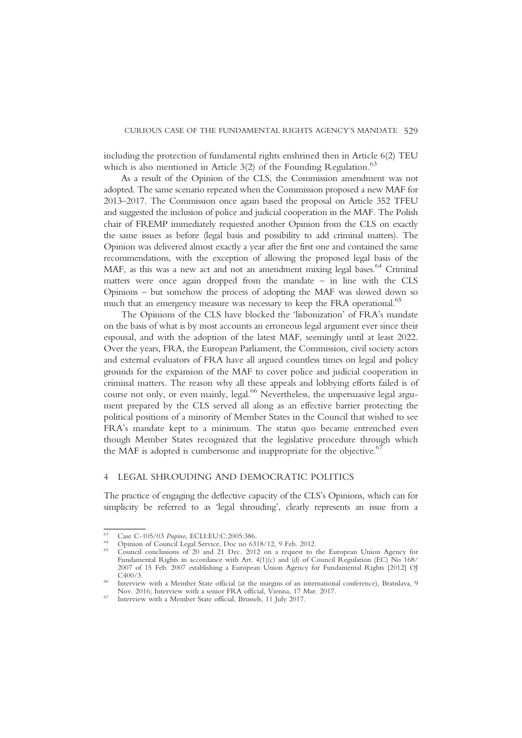including the protection of fundamental rights enshrined then in Article 6(2) TEU which is also mentioned in Article 3(2) of the Founding Regulation.[63]

As a result of the Opinion of the CLS, the Commission amendment was not adopted. The same scenario repeated when the Commission proposed a new MAF for 2013–2017. The Commission once again based the proposal on Article 352 TFEU and suggested the inclusion of police and judicial cooperation in the MAF. The Polish chair of FREMP immediately requested another Opinion from the CLS on exactly the same issues as before (legal basis and possibility to add criminal matters). The Opinion was delivered almost exactly a year after the first one and contained the same recommendations, with the exception of allowing the proposed legal basis of the MAF, as this was a new act and not an amendment mixing legal bases.[64] Criminal matters were once again dropped from the mandate – in line with the CLS Opinions – but somehow the process of adopting the MAF was slowed down so much that an emergency measure was necessary to keep the FRA operational.[65]

The Opinions of the CLS have blocked the 'lisbonization' of FRA's mandate on the basis of what is by most accounts an erroneous legal argument ever since their espousal, and with the adoption of the latest MAF, seemingly until at least 2022. Over the years, FRA, the European Parliament, the Commission, civil society actors and external evaluators of FRA have all argued countless times on legal and policy grounds for the expansion of the MAF to cover police and judicial cooperation in criminal matters. The reason why all these appeals and lobbying efforts failed is of course not only, or even mainly, legal.[66] Nevertheless, the unpersuasive legal argument prepared by the CLS served all along as an effective barrier protecting the political positions of a minority of Member States in the Council that wished to see FRA's mandate kept to a minimum. The status quo became entrenched even though Member States recognized that the legislative procedure through which the MAF is adopted is cumbersome and inappropriate for the objective.[67]

## 4 LEGAL SHROUDING AND DEMOCRATIC POLITICS

The practice of engaging the deflective capacity of the CLS's Opinions, which can for simplicity be referred to as 'legal shrouding', clearly represents an issue from a

---

[63] Case C-105/03 *Pupino*, ECLI:EU:C:2005:386.

[64] Opinion of Council Legal Service, Doc no 6318/12, 9 Feb. 2012.

[65] Council conclusions of 20 and 21 Dec. 2012 on a request to the European Union Agency for Fundamental Rights in accordance with Art. 4(1)(c) and (d) of Council Regulation (EC) No 168/2007 of 15 Feb. 2007 establishing a European Union Agency for Fundamental Rights [2012] OJ C400/3.

[66] Interview with a Member State official (at the margins of an international conference), Bratislava, 9 Nov. 2016; Interview with a senior FRA official, Vienna, 17 Mar. 2017.

[67] Interview with a Member State official, Brussels, 11 July 2017.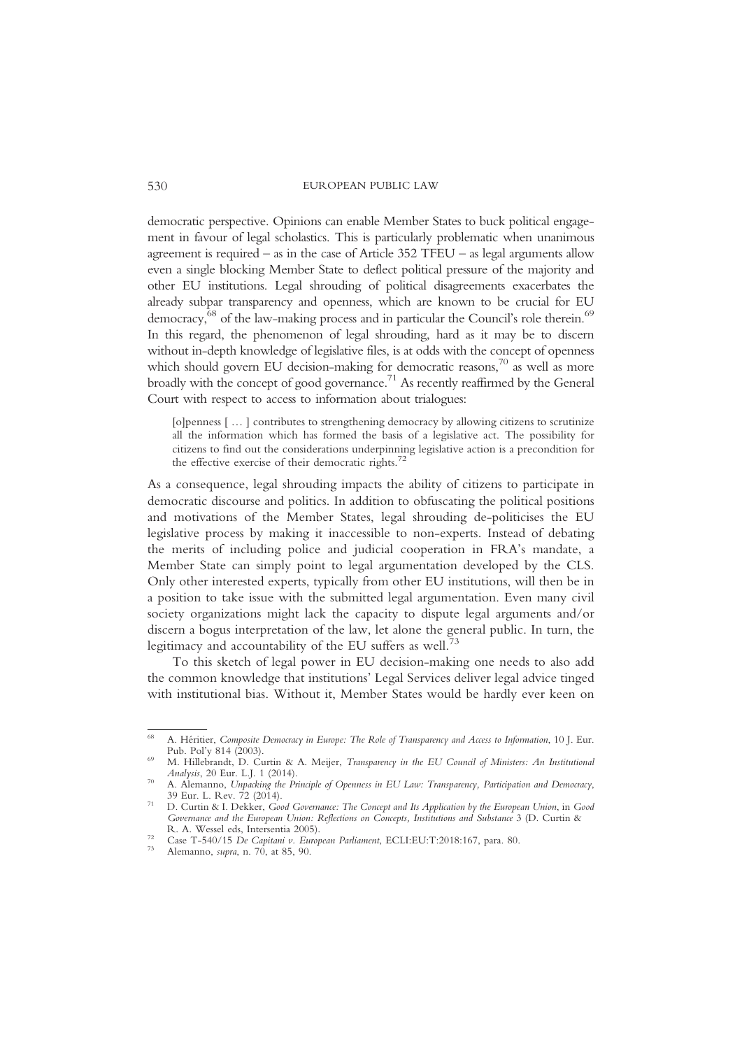democratic perspective. Opinions can enable Member States to buck political engagement in favour of legal scholastics. This is particularly problematic when unanimous agreement is required – as in the case of Article 352 TFEU – as legal arguments allow even a single blocking Member State to deflect political pressure of the majority and other EU institutions. Legal shrouding of political disagreements exacerbates the already subpar transparency and openness, which are known to be crucial for EU democracy,[68] of the law-making process and in particular the Council's role therein.[69] In this regard, the phenomenon of legal shrouding, hard as it may be to discern without in-depth knowledge of legislative files, is at odds with the concept of openness which should govern EU decision-making for democratic reasons,[70] as well as more broadly with the concept of good governance.[71] As recently reaffirmed by the General Court with respect to access to information about trialogues:

> [o]penness [ … ] contributes to strengthening democracy by allowing citizens to scrutinize all the information which has formed the basis of a legislative act. The possibility for citizens to find out the considerations underpinning legislative action is a precondition for the effective exercise of their democratic rights.[72]

As a consequence, legal shrouding impacts the ability of citizens to participate in democratic discourse and politics. In addition to obfuscating the political positions and motivations of the Member States, legal shrouding de-politicises the EU legislative process by making it inaccessible to non-experts. Instead of debating the merits of including police and judicial cooperation in FRA's mandate, a Member State can simply point to legal argumentation developed by the CLS. Only other interested experts, typically from other EU institutions, will then be in a position to take issue with the submitted legal argumentation. Even many civil society organizations might lack the capacity to dispute legal arguments and/or discern a bogus interpretation of the law, let alone the general public. In turn, the legitimacy and accountability of the EU suffers as well.[73]

To this sketch of legal power in EU decision-making one needs to also add the common knowledge that institutions' Legal Services deliver legal advice tinged with institutional bias. Without it, Member States would be hardly ever keen on

---

[68] A. Héritier, *Composite Democracy in Europe: The Role of Transparency and Access to Information*, 10 J. Eur. Pub. Pol'y 814 (2003).

[69] M. Hillebrandt, D. Curtin & A. Meijer, *Transparency in the EU Council of Ministers: An Institutional Analysis*, 20 Eur. L.J. 1 (2014).

[70] A. Alemanno, *Unpacking the Principle of Openness in EU Law: Transparency, Participation and Democracy*, 39 Eur. L. Rev. 72 (2014).

[71] D. Curtin & I. Dekker, *Good Governance: The Concept and Its Application by the European Union*, in *Good Governance and the European Union: Reflections on Concepts, Institutions and Substance* 3 (D. Curtin & R. A. Wessel eds, Intersentia 2005).

[72] Case T-540/15 *De Capitani v. European Parliament*, ECLI:EU:T:2018:167, para. 80.

[73] Alemanno, *supra*, n. 70, at 85, 90.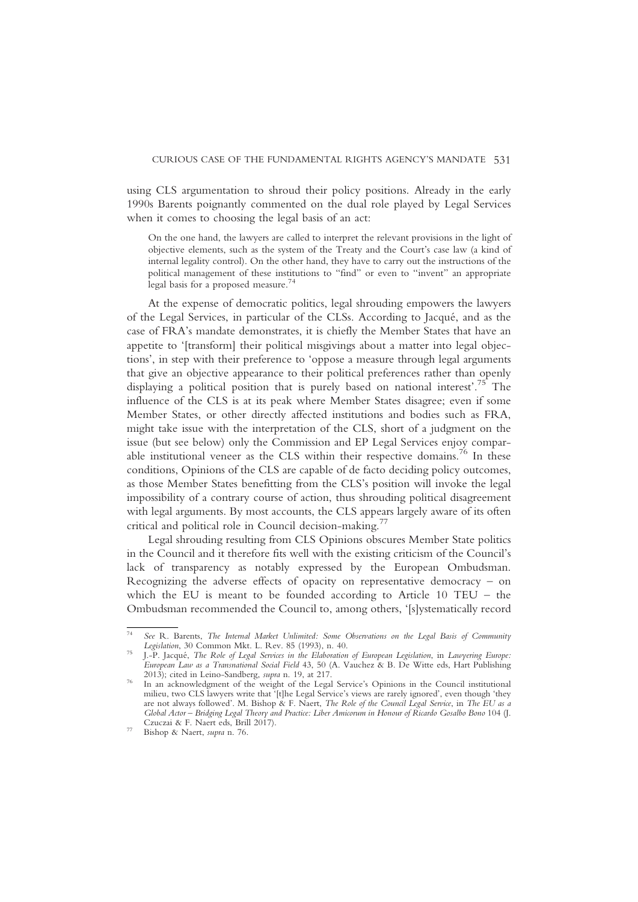using CLS argumentation to shroud their policy positions. Already in the early 1990s Barents poignantly commented on the dual role played by Legal Services when it comes to choosing the legal basis of an act:

> On the one hand, the lawyers are called to interpret the relevant provisions in the light of objective elements, such as the system of the Treaty and the Court's case law (a kind of internal legality control). On the other hand, they have to carry out the instructions of the political management of these institutions to "find" or even to "invent" an appropriate legal basis for a proposed measure.[74]

At the expense of democratic politics, legal shrouding empowers the lawyers of the Legal Services, in particular of the CLSs. According to Jacqué, and as the case of FRA's mandate demonstrates, it is chiefly the Member States that have an appetite to '[transform] their political misgivings about a matter into legal objections', in step with their preference to 'oppose a measure through legal arguments that give an objective appearance to their political preferences rather than openly displaying a political position that is purely based on national interest'.[75] The influence of the CLS is at its peak where Member States disagree; even if some Member States, or other directly affected institutions and bodies such as FRA, might take issue with the interpretation of the CLS, short of a judgment on the issue (but see below) only the Commission and EP Legal Services enjoy comparable institutional veneer as the CLS within their respective domains.[76] In these conditions, Opinions of the CLS are capable of de facto deciding policy outcomes, as those Member States benefitting from the CLS's position will invoke the legal impossibility of a contrary course of action, thus shrouding political disagreement with legal arguments. By most accounts, the CLS appears largely aware of its often critical and political role in Council decision-making.[77]

Legal shrouding resulting from CLS Opinions obscures Member State politics in the Council and it therefore fits well with the existing criticism of the Council's lack of transparency as notably expressed by the European Ombudsman. Recognizing the adverse effects of opacity on representative democracy – on which the EU is meant to be founded according to Article 10 TEU – the Ombudsman recommended the Council to, among others, '[s]ystematically record

---

[74] *See* R. Barents, *The Internal Market Unlimited: Some Observations on the Legal Basis of Community Legislation*, 30 Common Mkt. L. Rev. 85 (1993), n. 40.

[75] J.-P. Jacqué, *The Role of Legal Services in the Elaboration of European Legislation*, in *Lawyering Europe: European Law as a Transnational Social Field* 43, 50 (A. Vauchez & B. De Witte eds, Hart Publishing 2013); cited in Leino-Sandberg, *supra* n. 19, at 217.

[76] In an acknowledgment of the weight of the Legal Service's Opinions in the Council institutional milieu, two CLS lawyers write that '[t]he Legal Service's views are rarely ignored', even though 'they are not always followed'. M. Bishop & F. Naert, *The Role of the Council Legal Service*, in *The EU as a Global Actor – Bridging Legal Theory and Practice: Liber Amicorum in Honour of Ricardo Gosalbo Bono* 104 (J. Czuczai & F. Naert eds, Brill 2017).

[77] Bishop & Naert, *supra* n. 76.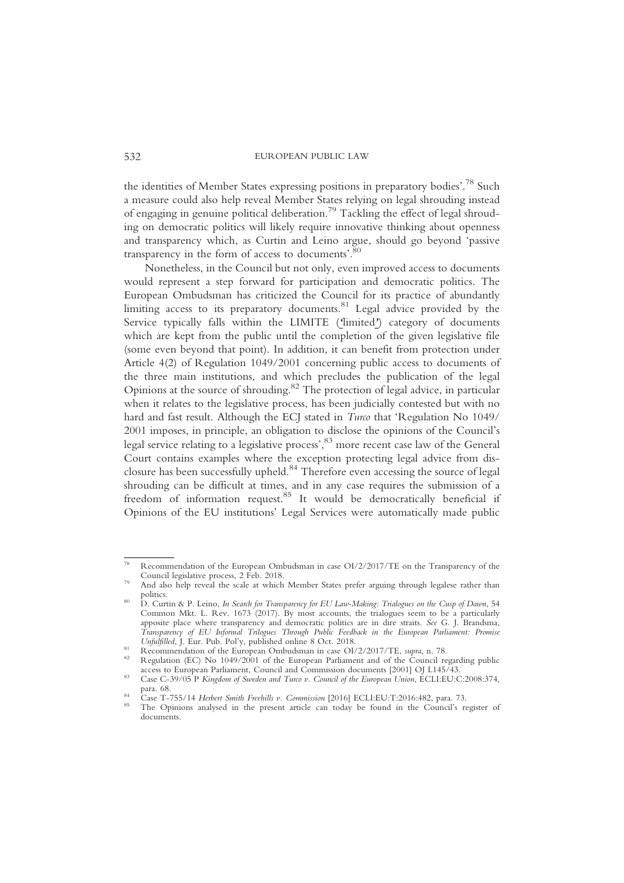the identities of Member States expressing positions in preparatory bodies'.[78] Such a measure could also help reveal Member States relying on legal shrouding instead of engaging in genuine political deliberation.[79] Tackling the effect of legal shrouding on democratic politics will likely require innovative thinking about openness and transparency which, as Curtin and Leino argue, should go beyond 'passive transparency in the form of access to documents'.[80]

Nonetheless, in the Council but not only, even improved access to documents would represent a step forward for participation and democratic politics. The European Ombudsman has criticized the Council for its practice of abundantly limiting access to its preparatory documents.[81] Legal advice provided by the Service typically falls within the LIMITE ('limited') category of documents which are kept from the public until the completion of the given legislative file (some even beyond that point). In addition, it can benefit from protection under Article 4(2) of Regulation 1049/2001 concerning public access to documents of the three main institutions, and which precludes the publication of the legal Opinions at the source of shrouding.[82] The protection of legal advice, in particular when it relates to the legislative process, has been judicially contested but with no hard and fast result. Although the ECJ stated in *Turco* that 'Regulation No 1049/2001 imposes, in principle, an obligation to disclose the opinions of the Council's legal service relating to a legislative process',[83] more recent case law of the General Court contains examples where the exception protecting legal advice from disclosure has been successfully upheld.[84] Therefore even accessing the source of legal shrouding can be difficult at times, and in any case requires the submission of a freedom of information request.[85] It would be democratically beneficial if Opinions of the EU institutions' Legal Services were automatically made public

---

[78] Recommendation of the European Ombudsman in case OI/2/2017/TE on the Transparency of the Council legislative process, 2 Feb. 2018.

[79] And also help reveal the scale at which Member States prefer arguing through legalese rather than politics.

[80] D. Curtin & P. Leino, *In Search for Transparency for EU Law-Making: Trialogues on the Cusp of Dawn*, 54 Common Mkt. L. Rev. 1673 (2017). By most accounts, the trialogues seem to be a particularly apposite place where transparency and democratic politics are in dire straits. *See* G. J. Brandsma, *Transparency of EU Informal Trilogues Through Public Feedback in the European Parliament: Promise Unfulfilled*, J. Eur. Pub. Pol'y, published online 8 Oct. 2018.

[81] Recommendation of the European Ombudsman in case OI/2/2017/TE, *supra*, n. 78.

[82] Regulation (EC) No 1049/2001 of the European Parliament and of the Council regarding public access to European Parliament, Council and Commission documents [2001] OJ L145/43.

[83] Case C-39/05 P *Kingdom of Sweden and Turco v. Council of the European Union*, ECLI:EU:C:2008:374, para. 68.

[84] Case T-755/14 *Herbert Smith Freehills v. Commission* [2016] ECLI:EU:T:2016:482, para. 73.

[85] The Opinions analysed in the present article can today be found in the Council's register of documents.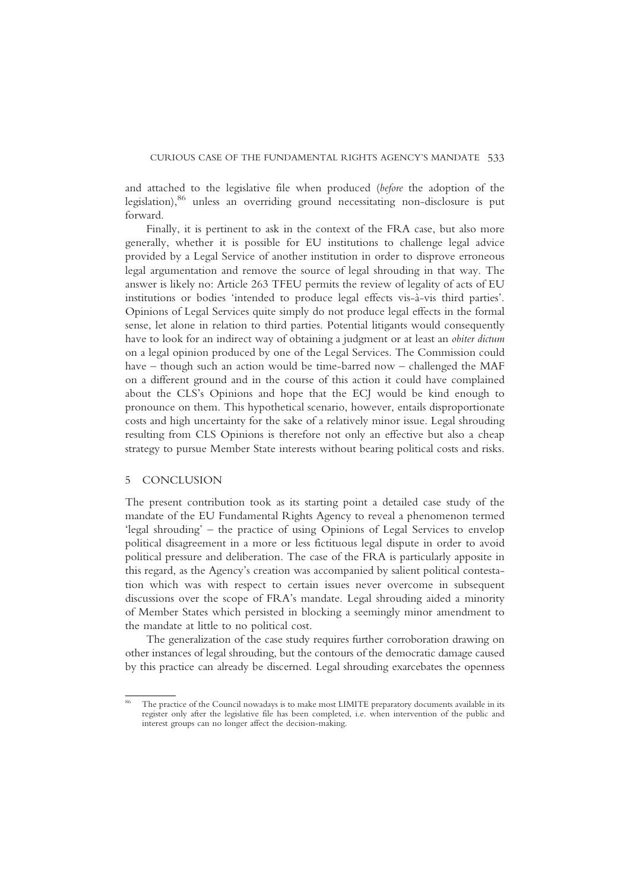and attached to the legislative file when produced (*before* the adoption of the legislation),[86] unless an overriding ground necessitating non-disclosure is put forward.

Finally, it is pertinent to ask in the context of the FRA case, but also more generally, whether it is possible for EU institutions to challenge legal advice provided by a Legal Service of another institution in order to disprove erroneous legal argumentation and remove the source of legal shrouding in that way. The answer is likely no: Article 263 TFEU permits the review of legality of acts of EU institutions or bodies 'intended to produce legal effects vis-à-vis third parties'. Opinions of Legal Services quite simply do not produce legal effects in the formal sense, let alone in relation to third parties. Potential litigants would consequently have to look for an indirect way of obtaining a judgment or at least an *obiter dictum* on a legal opinion produced by one of the Legal Services. The Commission could have – though such an action would be time-barred now – challenged the MAF on a different ground and in the course of this action it could have complained about the CLS's Opinions and hope that the ECJ would be kind enough to pronounce on them. This hypothetical scenario, however, entails disproportionate costs and high uncertainty for the sake of a relatively minor issue. Legal shrouding resulting from CLS Opinions is therefore not only an effective but also a cheap strategy to pursue Member State interests without bearing political costs and risks.

## 5 CONCLUSION

The present contribution took as its starting point a detailed case study of the mandate of the EU Fundamental Rights Agency to reveal a phenomenon termed 'legal shrouding' – the practice of using Opinions of Legal Services to envelop political disagreement in a more or less fictituous legal dispute in order to avoid political pressure and deliberation. The case of the FRA is particularly apposite in this regard, as the Agency's creation was accompanied by salient political contestation which was with respect to certain issues never overcome in subsequent discussions over the scope of FRA's mandate. Legal shrouding aided a minority of Member States which persisted in blocking a seemingly minor amendment to the mandate at little to no political cost.

The generalization of the case study requires further corroboration drawing on other instances of legal shrouding, but the contours of the democratic damage caused by this practice can already be discerned. Legal shrouding exarcebates the openness

---

[86] The practice of the Council nowadays is to make most LIMITE preparatory documents available in its register only after the legislative file has been completed, i.e. when intervention of the public and interest groups can no longer affect the decision-making.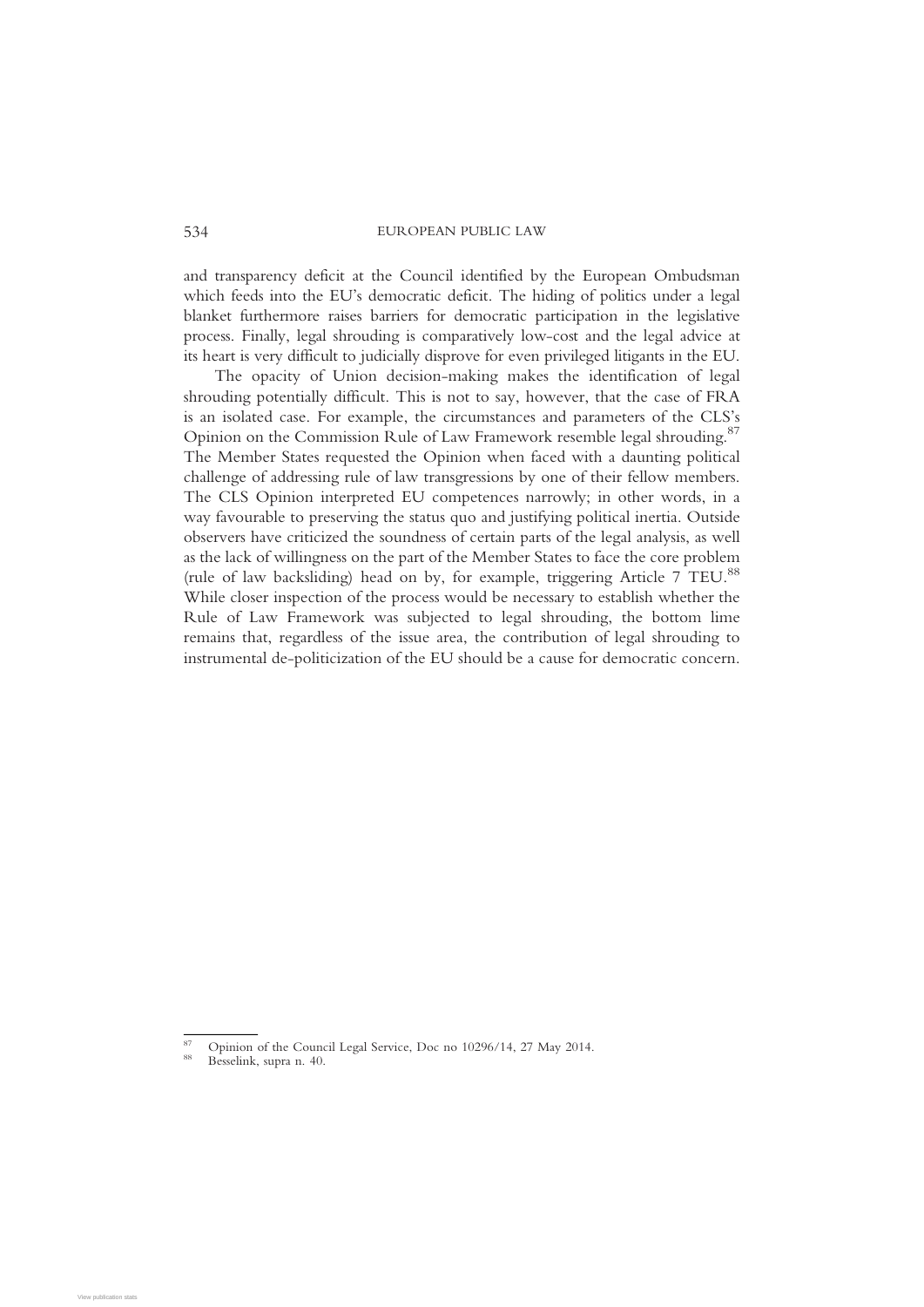and transparency deficit at the Council identified by the European Ombudsman which feeds into the EU's democratic deficit. The hiding of politics under a legal blanket furthermore raises barriers for democratic participation in the legislative process. Finally, legal shrouding is comparatively low-cost and the legal advice at its heart is very difficult to judicially disprove for even privileged litigants in the EU.

The opacity of Union decision-making makes the identification of legal shrouding potentially difficult. This is not to say, however, that the case of FRA is an isolated case. For example, the circumstances and parameters of the CLS's Opinion on the Commission Rule of Law Framework resemble legal shrouding.[87] The Member States requested the Opinion when faced with a daunting political challenge of addressing rule of law transgressions by one of their fellow members. The CLS Opinion interpreted EU competences narrowly; in other words, in a way favourable to preserving the status quo and justifying political inertia. Outside observers have criticized the soundness of certain parts of the legal analysis, as well as the lack of willingness on the part of the Member States to face the core problem (rule of law backsliding) head on by, for example, triggering Article 7 TEU.[88] While closer inspection of the process would be necessary to establish whether the Rule of Law Framework was subjected to legal shrouding, the bottom lime remains that, regardless of the issue area, the contribution of legal shrouding to instrumental de-politicization of the EU should be a cause for democratic concern.

---

[87] Opinion of the Council Legal Service, Doc no 10296/14, 27 May 2014.

[88] Besselink, supra n. 40.